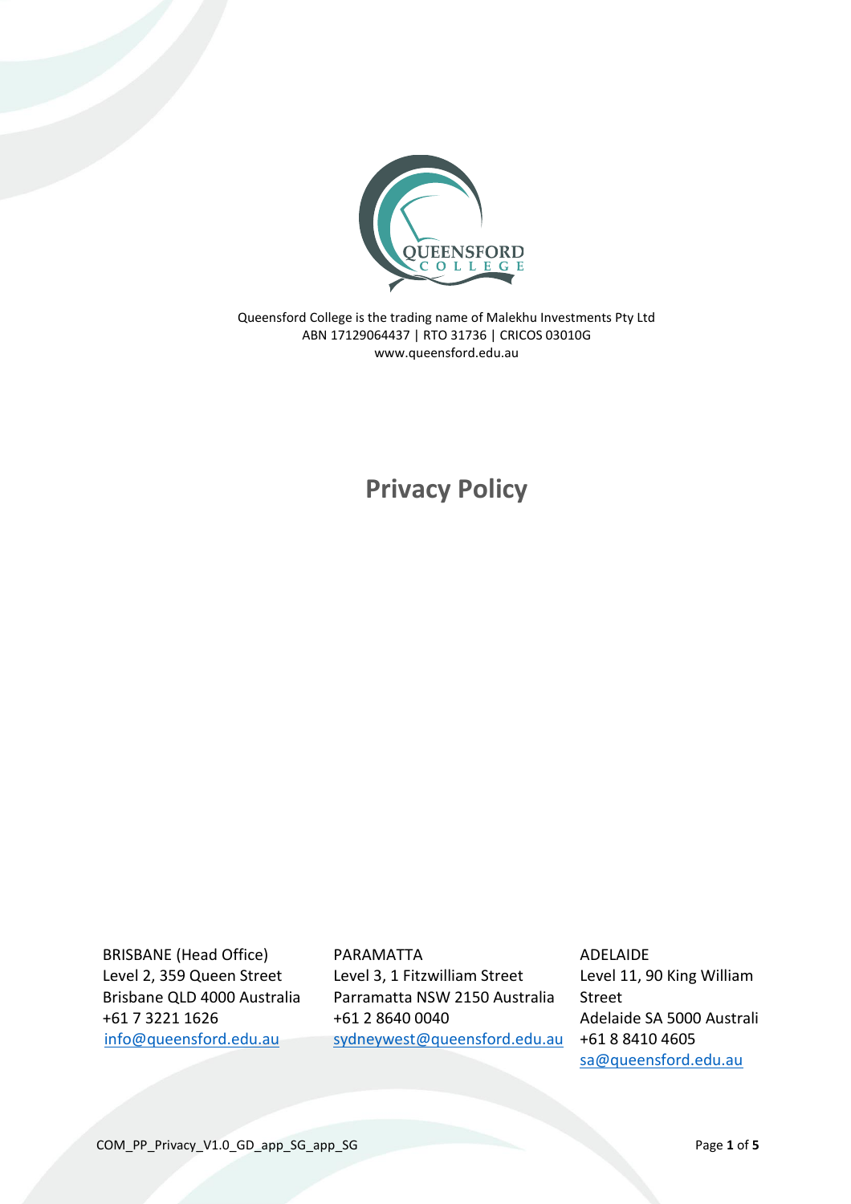QUEENSFORD COLLEGE

Queensford College is the trading name of Malekhu Investments Pty Ltd
ABN 17129064437 | RTO 31736 | CRICOS 03010G
www.queensford.edu.au

# Privacy Policy

BRISBANE (Head Office)
Level 2, 359 Queen Street
Brisbane QLD 4000 Australia
+61 7 3221 1626
info@queensford.edu.au

PARAMATTA
Level 3, 1 Fitzwilliam Street
Parramatta NSW 2150 Australia
+61 2 8640 0040
sydneywest@queensford.edu.au

ADELAIDE
Level 11, 90 King William Street
Adelaide SA 5000 Australi
+61 8 8410 4605
sa@queensford.edu.au

COM_PP_Privacy_V1.0_GD_app_SG_app_SG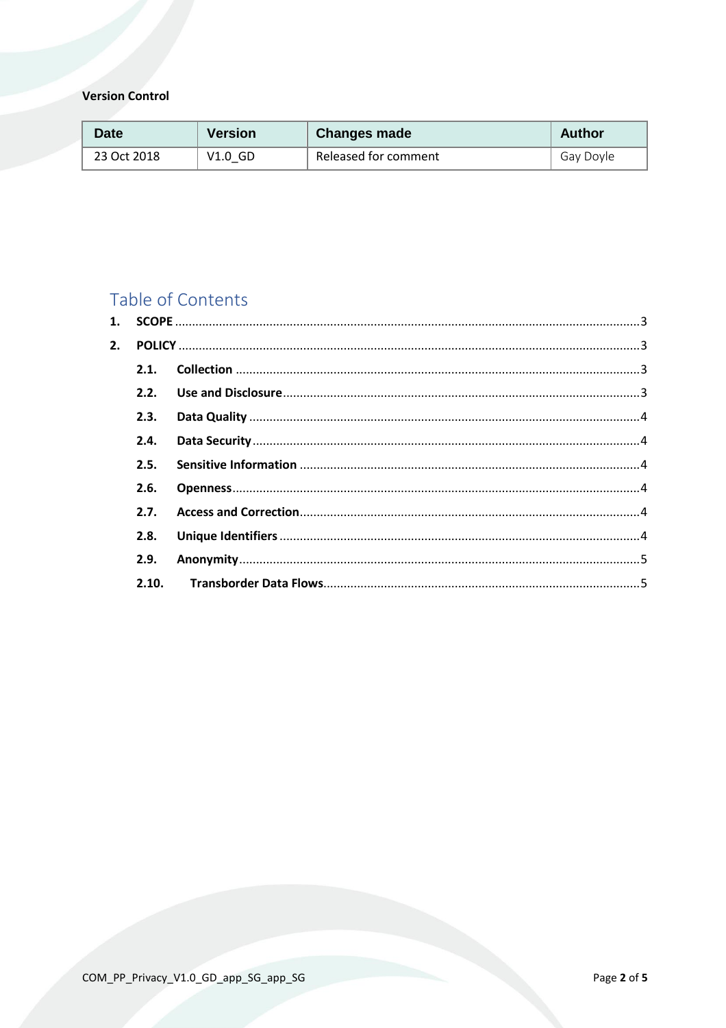**Version Control**

| Date | Version | Changes made | Author |
|---|---|---|---|
| 23 Oct 2018 | V1.0_GD | Released for comment | Gay Doyle |

## Table of Contents

1. **SCOPE** ........................................................................................................................ 3
2. **POLICY** ....................................................................................................................... 3
   - 2.1. **Collection** ....................................................................................................... 3
   - 2.2. **Use and Disclosure** ......................................................................................... 3
   - 2.3. **Data Quality** ................................................................................................... 4
   - 2.4. **Data Security** .................................................................................................. 4
   - 2.5. **Sensitive Information** .................................................................................... 4
   - 2.6. **Openness** ........................................................................................................ 4
   - 2.7. **Access and Correction** ................................................................................... 4
   - 2.8. **Unique Identifiers** .......................................................................................... 4
   - 2.9. **Anonymity** ...................................................................................................... 5
   - 2.10. **Transborder Data Flows** ............................................................................. 5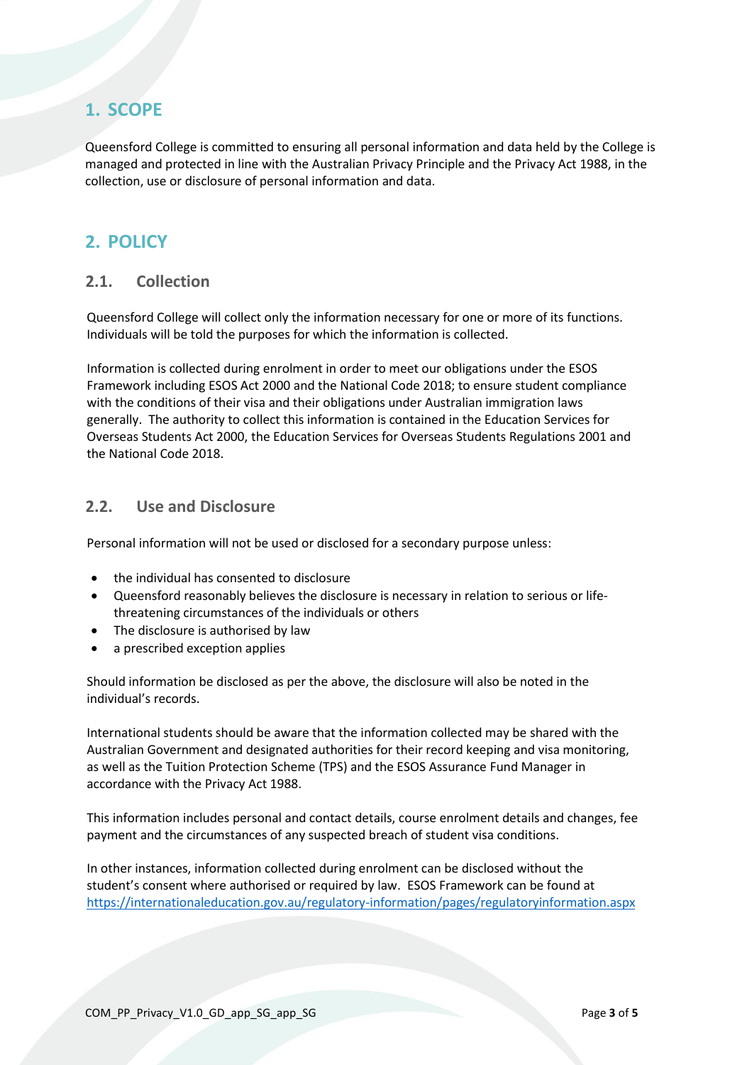# 1. SCOPE

Queensford College is committed to ensuring all personal information and data held by the College is managed and protected in line with the Australian Privacy Principle and the Privacy Act 1988, in the collection, use or disclosure of personal information and data.

# 2. POLICY

## 2.1. Collection

Queensford College will collect only the information necessary for one or more of its functions. Individuals will be told the purposes for which the information is collected.

Information is collected during enrolment in order to meet our obligations under the ESOS Framework including ESOS Act 2000 and the National Code 2018; to ensure student compliance with the conditions of their visa and their obligations under Australian immigration laws generally. The authority to collect this information is contained in the Education Services for Overseas Students Act 2000, the Education Services for Overseas Students Regulations 2001 and the National Code 2018.

## 2.2. Use and Disclosure

Personal information will not be used or disclosed for a secondary purpose unless:

- the individual has consented to disclosure
- Queensford reasonably believes the disclosure is necessary in relation to serious or life-threatening circumstances of the individuals or others
- The disclosure is authorised by law
- a prescribed exception applies

Should information be disclosed as per the above, the disclosure will also be noted in the individual's records.

International students should be aware that the information collected may be shared with the Australian Government and designated authorities for their record keeping and visa monitoring, as well as the Tuition Protection Scheme (TPS) and the ESOS Assurance Fund Manager in accordance with the Privacy Act 1988.

This information includes personal and contact details, course enrolment details and changes, fee payment and the circumstances of any suspected breach of student visa conditions.

In other instances, information collected during enrolment can be disclosed without the student's consent where authorised or required by law. ESOS Framework can be found at https://internationaleducation.gov.au/regulatory-information/pages/regulatoryinformation.aspx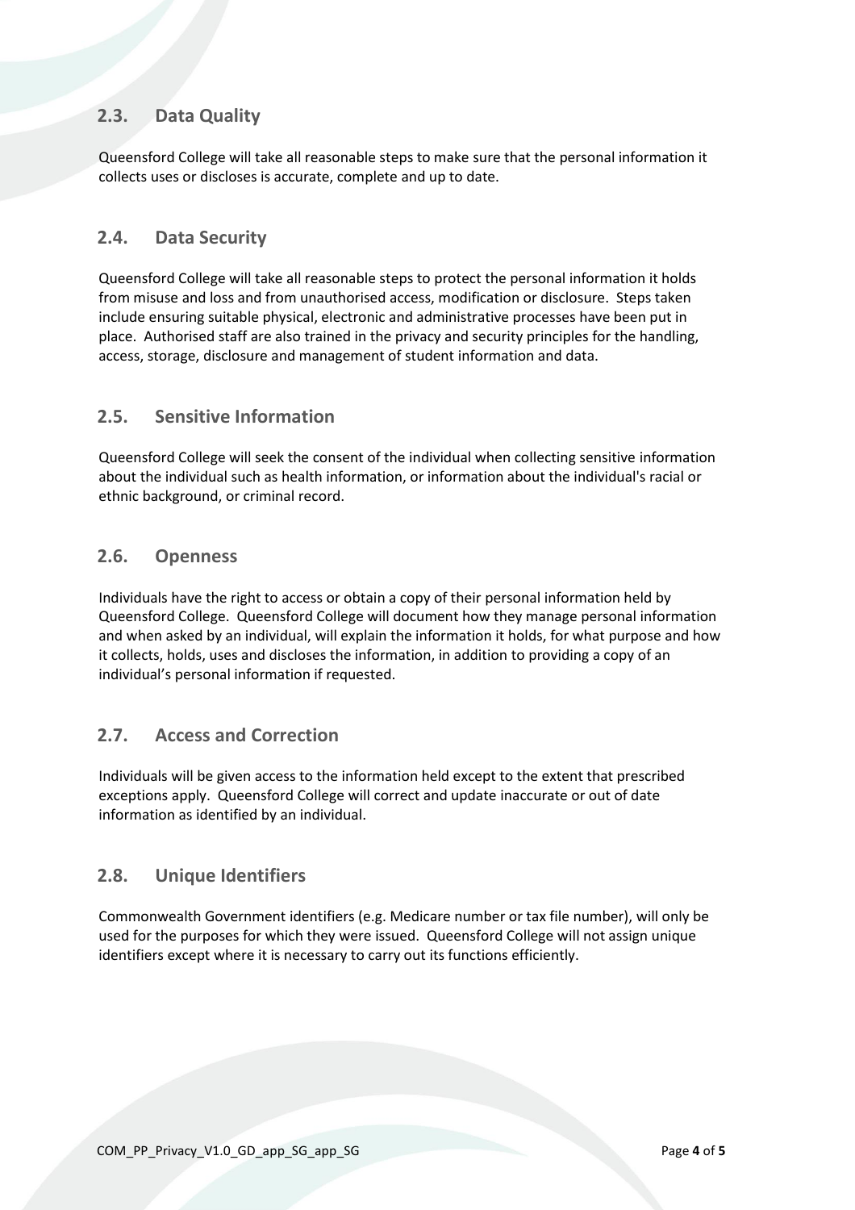## 2.3. Data Quality

Queensford College will take all reasonable steps to make sure that the personal information it collects uses or discloses is accurate, complete and up to date.

## 2.4. Data Security

Queensford College will take all reasonable steps to protect the personal information it holds from misuse and loss and from unauthorised access, modification or disclosure. Steps taken include ensuring suitable physical, electronic and administrative processes have been put in place. Authorised staff are also trained in the privacy and security principles for the handling, access, storage, disclosure and management of student information and data.

## 2.5. Sensitive Information

Queensford College will seek the consent of the individual when collecting sensitive information about the individual such as health information, or information about the individual's racial or ethnic background, or criminal record.

## 2.6. Openness

Individuals have the right to access or obtain a copy of their personal information held by Queensford College. Queensford College will document how they manage personal information and when asked by an individual, will explain the information it holds, for what purpose and how it collects, holds, uses and discloses the information, in addition to providing a copy of an individual's personal information if requested.

## 2.7. Access and Correction

Individuals will be given access to the information held except to the extent that prescribed exceptions apply. Queensford College will correct and update inaccurate or out of date information as identified by an individual.

## 2.8. Unique Identifiers

Commonwealth Government identifiers (e.g. Medicare number or tax file number), will only be used for the purposes for which they were issued. Queensford College will not assign unique identifiers except where it is necessary to carry out its functions efficiently.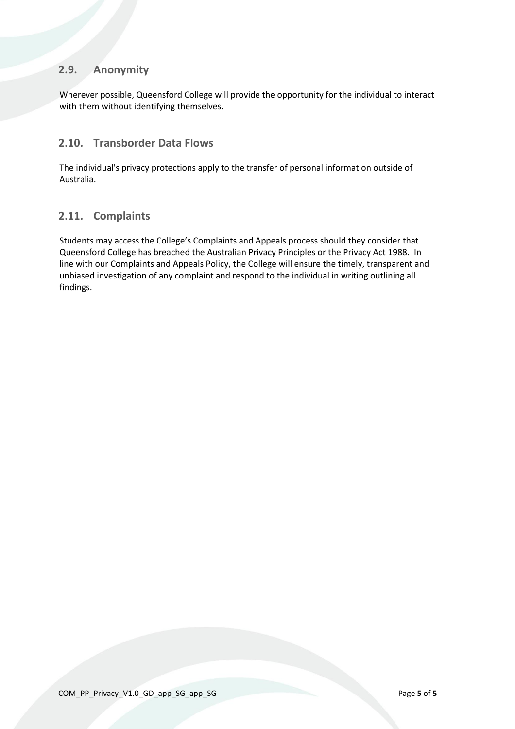## 2.9. Anonymity

Wherever possible, Queensford College will provide the opportunity for the individual to interact with them without identifying themselves.

## 2.10. Transborder Data Flows

The individual's privacy protections apply to the transfer of personal information outside of Australia.

## 2.11. Complaints

Students may access the College's Complaints and Appeals process should they consider that Queensford College has breached the Australian Privacy Principles or the Privacy Act 1988. In line with our Complaints and Appeals Policy, the College will ensure the timely, transparent and unbiased investigation of any complaint and respond to the individual in writing outlining all findings.